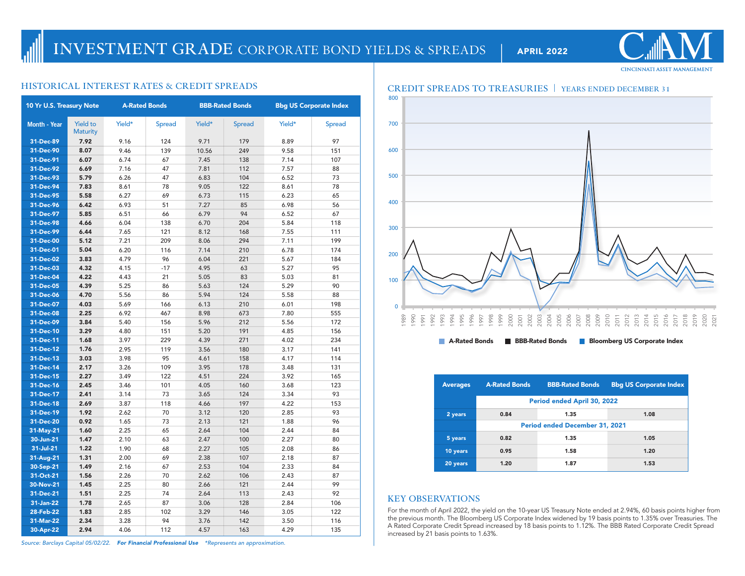# INVESTMENT GRADE CORPORATE BOND YIELDS & SPREADS | APRIL 2022

CINCINNATI ASSET MANAGEMENT

## HISTORICAL INTEREST RATES & CREDIT SPREADS

| 10 Yr U.S. Treasury Note | | A-Rated Bonds | | BBB-Rated Bonds | | Bbg US Corporate Index | |
|---|---|---|---|---|---|---|---|
| **Month - Year** | Yield to Maturity | Yield* | Spread | Yield* | Spread | Yield* | Spread |
| **31-Dec-89** | **7.92** | 9.16 | 124 | 9.71 | 179 | 8.89 | 97 |
| **31-Dec-90** | **8.07** | 9.46 | 139 | 10.56 | 249 | 9.58 | 151 |
| **31-Dec-91** | **6.07** | 6.74 | 67 | 7.45 | 138 | 7.14 | 107 |
| **31-Dec-92** | **6.69** | 7.16 | 47 | 7.81 | 112 | 7.57 | 88 |
| **31-Dec-93** | **5.79** | 6.26 | 47 | 6.83 | 104 | 6.52 | 73 |
| **31-Dec-94** | **7.83** | 8.61 | 78 | 9.05 | 122 | 8.61 | 78 |
| **31-Dec-95** | **5.58** | 6.27 | 69 | 6.73 | 115 | 6.23 | 65 |
| **31-Dec-96** | **6.42** | 6.93 | 51 | 7.27 | 85 | 6.98 | 56 |
| **31-Dec-97** | **5.85** | 6.51 | 66 | 6.79 | 94 | 6.52 | 67 |
| **31-Dec-98** | **4.66** | 6.04 | 138 | 6.70 | 204 | 5.84 | 118 |
| **31-Dec-99** | **6.44** | 7.65 | 121 | 8.12 | 168 | 7.55 | 111 |
| **31-Dec-00** | **5.12** | 7.21 | 209 | 8.06 | 294 | 7.11 | 199 |
| **31-Dec-01** | **5.04** | 6.20 | 116 | 7.14 | 210 | 6.78 | 174 |
| **31-Dec-02** | **3.83** | 4.79 | 96 | 6.04 | 221 | 5.67 | 184 |
| **31-Dec-03** | **4.32** | 4.15 | -17 | 4.95 | 63 | 5.27 | 95 |
| **31-Dec-04** | **4.22** | 4.43 | 21 | 5.05 | 83 | 5.03 | 81 |
| **31-Dec-05** | **4.39** | 5.25 | 86 | 5.63 | 124 | 5.29 | 90 |
| **31-Dec-06** | **4.70** | 5.56 | 86 | 5.94 | 124 | 5.58 | 88 |
| **31-Dec-07** | **4.03** | 5.69 | 166 | 6.13 | 210 | 6.01 | 198 |
| **31-Dec-08** | **2.25** | 6.92 | 467 | 8.98 | 673 | 7.80 | 555 |
| **31-Dec-09** | **3.84** | 5.40 | 156 | 5.96 | 212 | 5.56 | 172 |
| **31-Dec-10** | **3.29** | 4.80 | 151 | 5.20 | 191 | 4.85 | 156 |
| **31-Dec-11** | **1.68** | 3.97 | 229 | 4.39 | 271 | 4.02 | 234 |
| **31-Dec-12** | **1.76** | 2.95 | 119 | 3.56 | 180 | 3.17 | 141 |
| **31-Dec-13** | **3.03** | 3.98 | 95 | 4.61 | 158 | 4.17 | 114 |
| **31-Dec-14** | **2.17** | 3.26 | 109 | 3.95 | 178 | 3.48 | 131 |
| **31-Dec-15** | **2.27** | 3.49 | 122 | 4.51 | 224 | 3.92 | 165 |
| **31-Dec-16** | **2.45** | 3.46 | 101 | 4.05 | 160 | 3.68 | 123 |
| **31-Dec-17** | **2.41** | 3.14 | 73 | 3.65 | 124 | 3.34 | 93 |
| **31-Dec-18** | **2.69** | 3.87 | 118 | 4.66 | 197 | 4.22 | 153 |
| **31-Dec-19** | **1.92** | 2.62 | 70 | 3.12 | 120 | 2.85 | 93 |
| **31-Dec-20** | **0.92** | 1.65 | 73 | 2.13 | 121 | 1.88 | 96 |
| **31-May-21** | **1.60** | 2.25 | 65 | 2.64 | 104 | 2.44 | 84 |
| **30-Jun-21** | **1.47** | 2.10 | 63 | 2.47 | 100 | 2.27 | 80 |
| **31-Jul-21** | **1.22** | 1.90 | 68 | 2.27 | 105 | 2.08 | 86 |
| **31-Aug-21** | **1.31** | 2.00 | 69 | 2.38 | 107 | 2.18 | 87 |
| **30-Sep-21** | **1.49** | 2.16 | 67 | 2.53 | 104 | 2.33 | 84 |
| **31-Oct-21** | **1.56** | 2.26 | 70 | 2.62 | 106 | 2.43 | 87 |
| **30-Nov-21** | **1.45** | 2.25 | 80 | 2.66 | 121 | 2.44 | 99 |
| **31-Dec-21** | **1.51** | 2.25 | 74 | 2.64 | 113 | 2.43 | 92 |
| **31-Jan-22** | **1.78** | 2.65 | 87 | 3.06 | 128 | 2.84 | 106 |
| **28-Feb-22** | **1.83** | 2.85 | 102 | 3.29 | 146 | 3.05 | 122 |
| **31-Mar-22** | **2.34** | 3.28 | 94 | 3.76 | 142 | 3.50 | 116 |
| **30-Apr-22** | **2.94** | 4.06 | 112 | 4.57 | 163 | 4.29 | 135 |

*Source: Barclays Capital 05/02/22.* ***For Financial Professional Use*** *\*Represents an approximation.*

## CREDIT SPREADS TO TREASURIES | YEARS ENDED DECEMBER 31

| Averages | A-Rated Bonds | BBB-Rated Bonds | Bbg US Corporate Index |
|---|---|---|---|
| | **Period ended April 30, 2022** | | |
| **2 years** | 0.84 | 1.35 | 1.08 |
| | **Period ended December 31, 2021** | | |
| **5 years** | 0.82 | 1.35 | 1.05 |
| **10 years** | 0.95 | 1.58 | 1.20 |
| **20 years** | 1.20 | 1.87 | 1.53 |

## KEY OBSERVATIONS

For the month of April 2022, the yield on the 10-year US Treasury Note ended at 2.94%, 60 basis points higher from the previous month. The Bloomberg US Corporate Index widened by 19 basis points to 1.35% over Treasuries. The A Rated Corporate Credit Spread increased by 18 basis points to 1.12%. The BBB Rated Corporate Credit Spread increased by 21 basis points to 1.63%.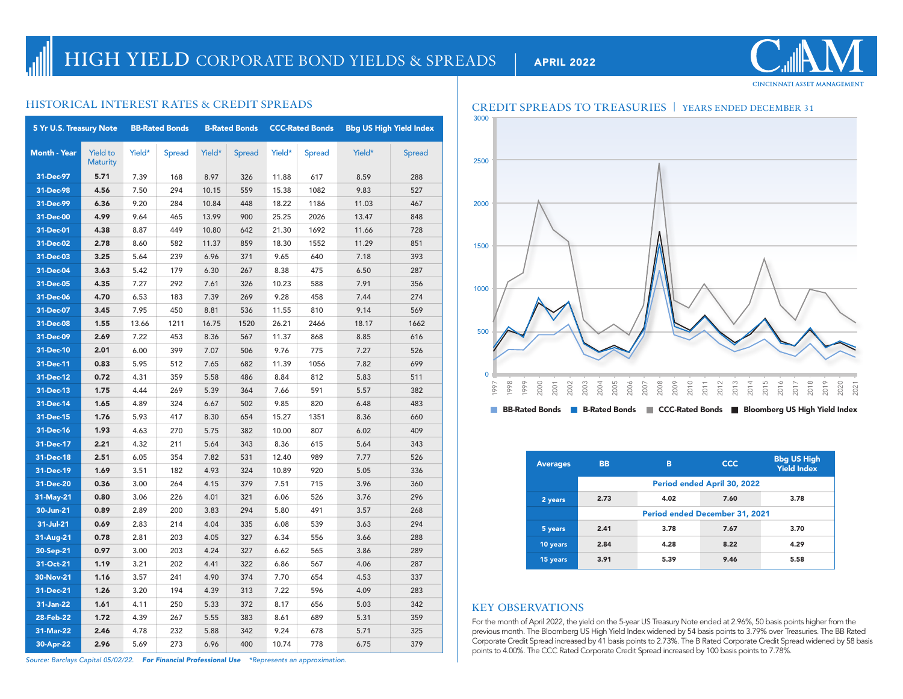# HIGH YIELD CORPORATE BOND YIELDS & SPREADS | APRIL 2022

CINCINNATI ASSET MANAGEMENT

## HISTORICAL INTEREST RATES & CREDIT SPREADS

| | 5 Yr U.S. Treasury Note | BB-Rated Bonds | | B-Rated Bonds | | CCC-Rated Bonds | | Bbg US High Yield Index | |
|---|---|---|---|---|---|---|---|---|---|
| Month - Year | Yield to Maturity | Yield* | Spread | Yield* | Spread | Yield* | Spread | Yield* | Spread |
| 31-Dec-97 | 5.71 | 7.39 | 168 | 8.97 | 326 | 11.88 | 617 | 8.59 | 288 |
| 31-Dec-98 | 4.56 | 7.50 | 294 | 10.15 | 559 | 15.38 | 1082 | 9.83 | 527 |
| 31-Dec-99 | 6.36 | 9.20 | 284 | 10.84 | 448 | 18.22 | 1186 | 11.03 | 467 |
| 31-Dec-00 | 4.99 | 9.64 | 465 | 13.99 | 900 | 25.25 | 2026 | 13.47 | 848 |
| 31-Dec-01 | 4.38 | 8.87 | 449 | 10.80 | 642 | 21.30 | 1692 | 11.66 | 728 |
| 31-Dec-02 | 2.78 | 8.60 | 582 | 11.37 | 859 | 18.30 | 1552 | 11.29 | 851 |
| 31-Dec-03 | 3.25 | 5.64 | 239 | 6.96 | 371 | 9.65 | 640 | 7.18 | 393 |
| 31-Dec-04 | 3.63 | 5.42 | 179 | 6.30 | 267 | 8.38 | 475 | 6.50 | 287 |
| 31-Dec-05 | 4.35 | 7.27 | 292 | 7.61 | 326 | 10.23 | 588 | 7.91 | 356 |
| 31-Dec-06 | 4.70 | 6.53 | 183 | 7.39 | 269 | 9.28 | 458 | 7.44 | 274 |
| 31-Dec-07 | 3.45 | 7.95 | 450 | 8.81 | 536 | 11.55 | 810 | 9.14 | 569 |
| 31-Dec-08 | 1.55 | 13.66 | 1211 | 16.75 | 1520 | 26.21 | 2466 | 18.17 | 1662 |
| 31-Dec-09 | 2.69 | 7.22 | 453 | 8.36 | 567 | 11.37 | 868 | 8.85 | 616 |
| 31-Dec-10 | 2.01 | 6.00 | 399 | 7.07 | 506 | 9.76 | 775 | 7.27 | 526 |
| 31-Dec-11 | 0.83 | 5.95 | 512 | 7.65 | 682 | 11.39 | 1056 | 7.82 | 699 |
| 31-Dec-12 | 0.72 | 4.31 | 359 | 5.58 | 486 | 8.84 | 812 | 5.83 | 511 |
| 31-Dec-13 | 1.75 | 4.44 | 269 | 5.39 | 364 | 7.66 | 591 | 5.57 | 382 |
| 31-Dec-14 | 1.65 | 4.89 | 324 | 6.67 | 502 | 9.85 | 820 | 6.48 | 483 |
| 31-Dec-15 | 1.76 | 5.93 | 417 | 8.30 | 654 | 15.27 | 1351 | 8.36 | 660 |
| 31-Dec-16 | 1.93 | 4.63 | 270 | 5.75 | 382 | 10.00 | 807 | 6.02 | 409 |
| 31-Dec-17 | 2.21 | 4.32 | 211 | 5.64 | 343 | 8.36 | 615 | 5.64 | 343 |
| 31-Dec-18 | 2.51 | 6.05 | 354 | 7.82 | 531 | 12.40 | 989 | 7.77 | 526 |
| 31-Dec-19 | 1.69 | 3.51 | 182 | 4.93 | 324 | 10.89 | 920 | 5.05 | 336 |
| 31-Dec-20 | 0.36 | 3.00 | 264 | 4.15 | 379 | 7.51 | 715 | 3.96 | 360 |
| 31-May-21 | 0.80 | 3.06 | 226 | 4.01 | 321 | 6.06 | 526 | 3.76 | 296 |
| 30-Jun-21 | 0.89 | 2.89 | 200 | 3.83 | 294 | 5.80 | 491 | 3.57 | 268 |
| 31-Jul-21 | 0.69 | 2.83 | 214 | 4.04 | 335 | 6.08 | 539 | 3.63 | 294 |
| 31-Aug-21 | 0.78 | 2.81 | 203 | 4.05 | 327 | 6.34 | 556 | 3.66 | 288 |
| 30-Sep-21 | 0.97 | 3.00 | 203 | 4.24 | 327 | 6.62 | 565 | 3.86 | 289 |
| 31-Oct-21 | 1.19 | 3.21 | 202 | 4.41 | 322 | 6.86 | 567 | 4.06 | 287 |
| 30-Nov-21 | 1.16 | 3.57 | 241 | 4.90 | 374 | 7.70 | 654 | 4.53 | 337 |
| 31-Dec-21 | 1.26 | 3.20 | 194 | 4.39 | 313 | 7.22 | 596 | 4.09 | 283 |
| 31-Jan-22 | 1.61 | 4.11 | 250 | 5.33 | 372 | 8.17 | 656 | 5.03 | 342 |
| 28-Feb-22 | 1.72 | 4.39 | 267 | 5.55 | 383 | 8.61 | 689 | 5.31 | 359 |
| 31-Mar-22 | 2.46 | 4.78 | 232 | 5.88 | 342 | 9.24 | 678 | 5.71 | 325 |
| 30-Apr-22 | 2.96 | 5.69 | 273 | 6.96 | 400 | 10.74 | 778 | 6.75 | 379 |

*Source: Barclays Capital 05/02/22.* ***For Financial Professional Use*** *\*Represents an approximation.*

## CREDIT SPREADS TO TREASURIES | YEARS ENDED DECEMBER 31

3000
2500
2000
1500
1000
500
0

1997 1998 1999 2000 2001 2002 2003 2004 2005 2006 2007 2008 2009 2010 2011 2012 2013 2014 2015 2016 2017 2018 2019 2020 2021

BB-Rated Bonds   B-Rated Bonds   CCC-Rated Bonds   Bloomberg US High Yield Index

| Averages | BB | B | CCC | Bbg US High Yield Index |
|---|---|---|---|---|
| | Period ended April 30, 2022 | | | |
| 2 years | 2.73 | 4.02 | 7.60 | 3.78 |
| | Period ended December 31, 2021 | | | |
| 5 years | 2.41 | 3.78 | 7.67 | 3.70 |
| 10 years | 2.84 | 4.28 | 8.22 | 4.29 |
| 15 years | 3.91 | 5.39 | 9.46 | 5.58 |

## KEY OBSERVATIONS

For the month of April 2022, the yield on the 5-year US Treasury Note ended at 2.96%, 50 basis points higher from the previous month. The Bloomberg US High Yield Index widened by 54 basis points to 3.79% over Treasuries. The BB Rated Corporate Credit Spread increased by 41 basis points to 2.73%. The B Rated Corporate Credit Spread widened by 58 basis points to 4.00%. The CCC Rated Corporate Credit Spread increased by 100 basis points to 7.78%.